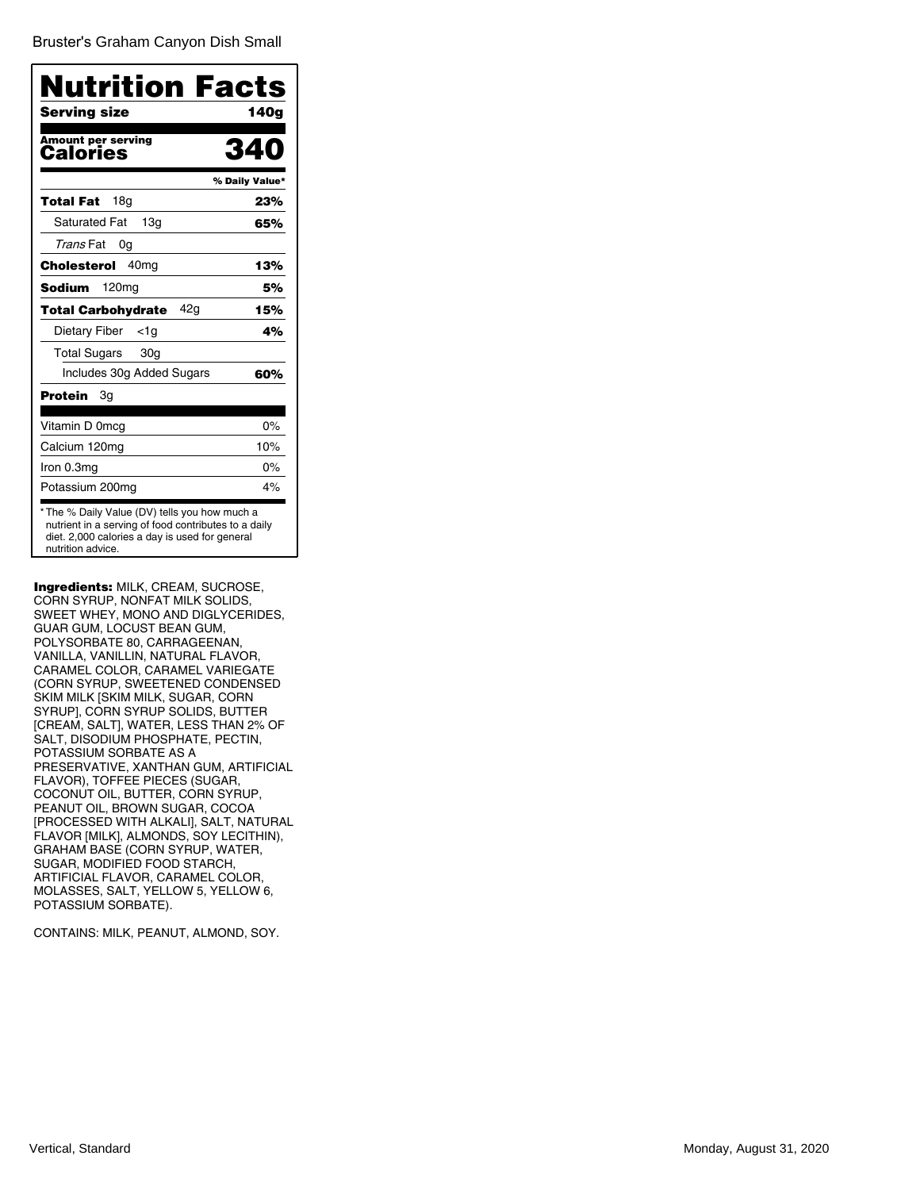Bruster's Graham Canyon Dish Small

# Nutrition Facts

| Serving size | 140g |
| --- | --- |
| **Amount per serving** **Calories** | **340** |
| | **% Daily Value*** |
| **Total Fat** 18g | **23%** |
| Saturated Fat 13g | **65%** |
| *Trans* Fat 0g | |
| **Cholesterol** 40mg | **13%** |
| **Sodium** 120mg | **5%** |
| **Total Carbohydrate** 42g | **15%** |
| Dietary Fiber <1g | **4%** |
| Total Sugars 30g | |
| Includes 30g Added Sugars | **60%** |
| **Protein** 3g | |
| Vitamin D 0mcg | 0% |
| Calcium 120mg | 10% |
| Iron 0.3mg | 0% |
| Potassium 200mg | 4% |

* The % Daily Value (DV) tells you how much a nutrient in a serving of food contributes to a daily diet. 2,000 calories a day is used for general nutrition advice.

**Ingredients:** MILK, CREAM, SUCROSE, CORN SYRUP, NONFAT MILK SOLIDS, SWEET WHEY, MONO AND DIGLYCERIDES, GUAR GUM, LOCUST BEAN GUM, POLYSORBATE 80, CARRAGEENAN, VANILLA, VANILLIN, NATURAL FLAVOR, CARAMEL COLOR, CARAMEL VARIEGATE (CORN SYRUP, SWEETENED CONDENSED SKIM MILK [SKIM MILK, SUGAR, CORN SYRUP], CORN SYRUP SOLIDS, BUTTER [CREAM, SALT], WATER, LESS THAN 2% OF SALT, DISODIUM PHOSPHATE, PECTIN, POTASSIUM SORBATE AS A PRESERVATIVE, XANTHAN GUM, ARTIFICIAL FLAVOR), TOFFEE PIECES (SUGAR, COCONUT OIL, BUTTER, CORN SYRUP, PEANUT OIL, BROWN SUGAR, COCOA [PROCESSED WITH ALKALI], SALT, NATURAL FLAVOR [MILK], ALMONDS, SOY LECITHIN), GRAHAM BASE (CORN SYRUP, WATER, SUGAR, MODIFIED FOOD STARCH, ARTIFICIAL FLAVOR, CARAMEL COLOR, MOLASSES, SALT, YELLOW 5, YELLOW 6, POTASSIUM SORBATE).

CONTAINS: MILK, PEANUT, ALMOND, SOY.

Vertical, Standard

Monday, August 31, 2020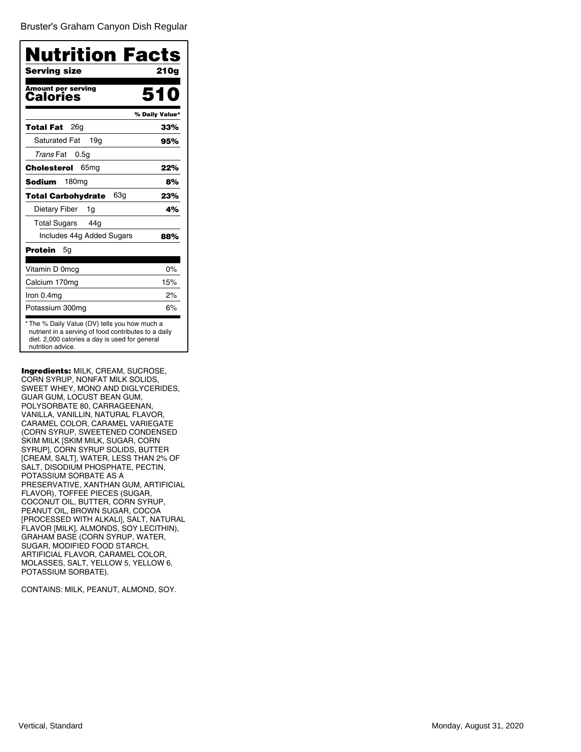Bruster's Graham Canyon Dish Regular

# Nutrition Facts

| Serving size | 210g |
| --- | --- |
| **Amount per serving** | |
| **Calories** | **510** |
| | **% Daily Value*** |
| **Total Fat** 26g | **33%** |
| Saturated Fat 19g | **95%** |
| *Trans* Fat 0.5g | |
| **Cholesterol** 65mg | **22%** |
| **Sodium** 180mg | **8%** |
| **Total Carbohydrate** 63g | **23%** |
| Dietary Fiber 1g | **4%** |
| Total Sugars 44g | |
| Includes 44g Added Sugars | **88%** |
| **Protein** 5g | |
| Vitamin D 0mcg | 0% |
| Calcium 170mg | 15% |
| Iron 0.4mg | 2% |
| Potassium 300mg | 6% |

* The % Daily Value (DV) tells you how much a nutrient in a serving of food contributes to a daily diet. 2,000 calories a day is used for general nutrition advice.

**Ingredients:** MILK, CREAM, SUCROSE, CORN SYRUP, NONFAT MILK SOLIDS, SWEET WHEY, MONO AND DIGLYCERIDES, GUAR GUM, LOCUST BEAN GUM, POLYSORBATE 80, CARRAGEENAN, VANILLA, VANILLIN, NATURAL FLAVOR, CARAMEL COLOR, CARAMEL VARIEGATE (CORN SYRUP, SWEETENED CONDENSED SKIM MILK [SKIM MILK, SUGAR, CORN SYRUP], CORN SYRUP SOLIDS, BUTTER [CREAM, SALT], WATER, LESS THAN 2% OF SALT, DISODIUM PHOSPHATE, PECTIN, POTASSIUM SORBATE AS A PRESERVATIVE, XANTHAN GUM, ARTIFICIAL FLAVOR), TOFFEE PIECES (SUGAR, COCONUT OIL, BUTTER, CORN SYRUP, PEANUT OIL, BROWN SUGAR, COCOA [PROCESSED WITH ALKALI], SALT, NATURAL FLAVOR [MILK], ALMONDS, SOY LECITHIN), GRAHAM BASE (CORN SYRUP, WATER, SUGAR, MODIFIED FOOD STARCH, ARTIFICIAL FLAVOR, CARAMEL COLOR, MOLASSES, SALT, YELLOW 5, YELLOW 6, POTASSIUM SORBATE).

CONTAINS: MILK, PEANUT, ALMOND, SOY.

Vertical, Standard

Monday, August 31, 2020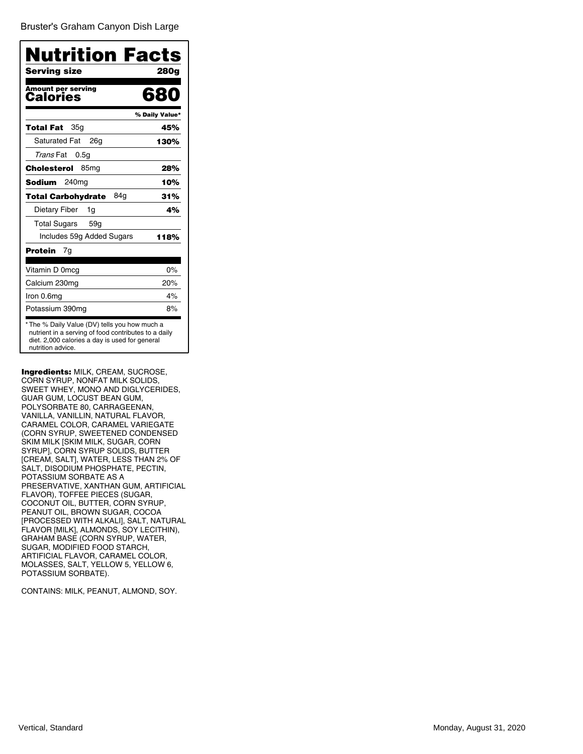Bruster's Graham Canyon Dish Large

# Nutrition Facts

| Serving size | 280g |
|---|---|
| **Amount per serving Calories** | **680** |
| | **% Daily Value*** |
| **Total Fat** 35g | **45%** |
| Saturated Fat 26g | **130%** |
| *Trans* Fat 0.5g | |
| **Cholesterol** 85mg | **28%** |
| **Sodium** 240mg | **10%** |
| **Total Carbohydrate** 84g | **31%** |
| Dietary Fiber 1g | **4%** |
| Total Sugars 59g | |
| Includes 59g Added Sugars | **118%** |
| **Protein** 7g | |
| Vitamin D 0mcg | 0% |
| Calcium 230mg | 20% |
| Iron 0.6mg | 4% |
| Potassium 390mg | 8% |

* The % Daily Value (DV) tells you how much a nutrient in a serving of food contributes to a daily diet. 2,000 calories a day is used for general nutrition advice.

**Ingredients:** MILK, CREAM, SUCROSE, CORN SYRUP, NONFAT MILK SOLIDS, SWEET WHEY, MONO AND DIGLYCERIDES, GUAR GUM, LOCUST BEAN GUM, POLYSORBATE 80, CARRAGEENAN, VANILLA, VANILLIN, NATURAL FLAVOR, CARAMEL COLOR, CARAMEL VARIEGATE (CORN SYRUP, SWEETENED CONDENSED SKIM MILK [SKIM MILK, SUGAR, CORN SYRUP], CORN SYRUP SOLIDS, BUTTER [CREAM, SALT], WATER, LESS THAN 2% OF SALT, DISODIUM PHOSPHATE, PECTIN, POTASSIUM SORBATE AS A PRESERVATIVE, XANTHAN GUM, ARTIFICIAL FLAVOR), TOFFEE PIECES (SUGAR, COCONUT OIL, BUTTER, CORN SYRUP, PEANUT OIL, BROWN SUGAR, COCOA [PROCESSED WITH ALKALI], SALT, NATURAL FLAVOR [MILK], ALMONDS, SOY LECITHIN), GRAHAM BASE (CORN SYRUP, WATER, SUGAR, MODIFIED FOOD STARCH, ARTIFICIAL FLAVOR, CARAMEL COLOR, MOLASSES, SALT, YELLOW 5, YELLOW 6, POTASSIUM SORBATE).

CONTAINS: MILK, PEANUT, ALMOND, SOY.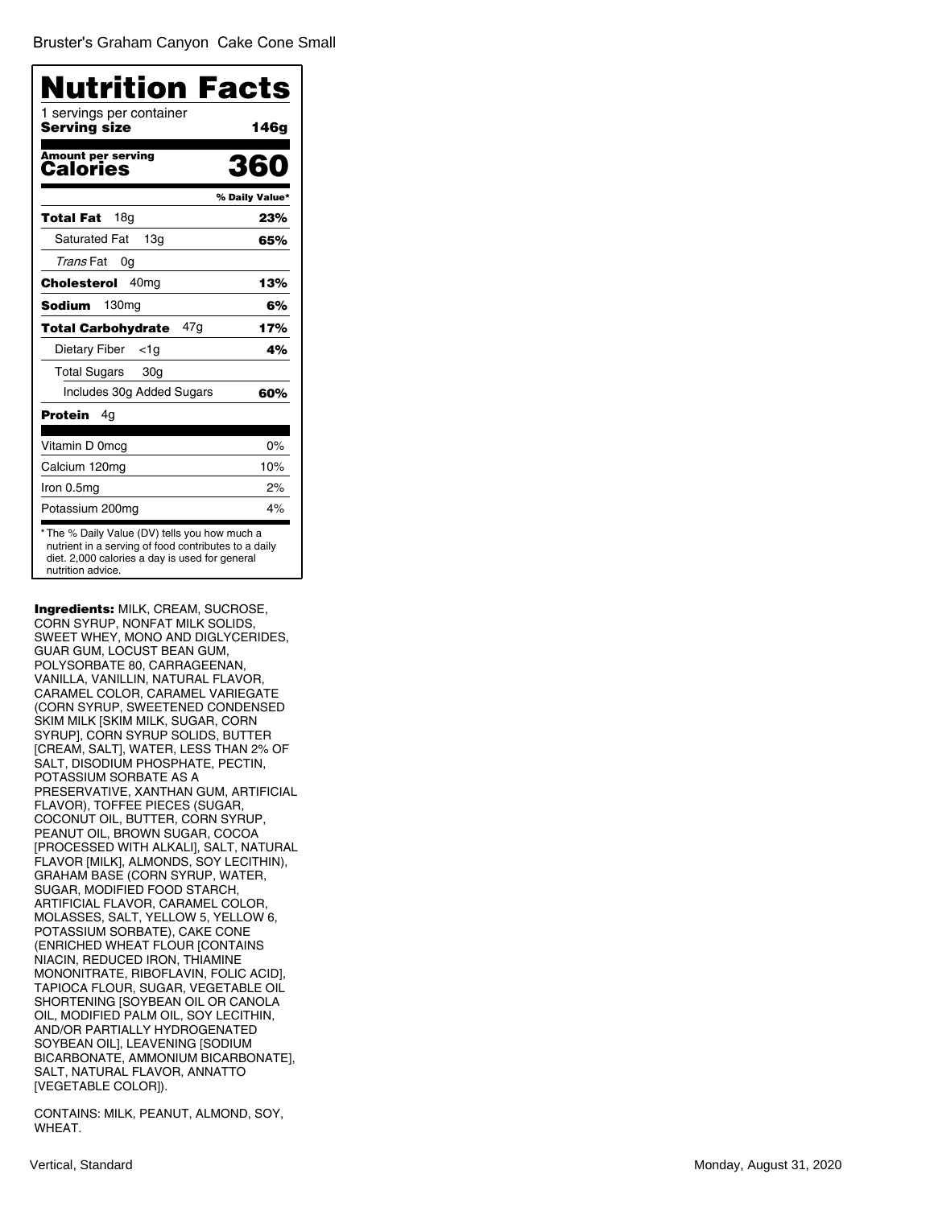Bruster's Graham Canyon Cake Cone Small

# Nutrition Facts

1 servings per container

| **Serving size** | **146g** |
|---|---|
| **Amount per serving** **Calories** | **360** |
| | **% Daily Value*** |
| **Total Fat** 18g | **23%** |
| Saturated Fat 13g | **65%** |
| *Trans* Fat 0g | |
| **Cholesterol** 40mg | **13%** |
| **Sodium** 130mg | **6%** |
| **Total Carbohydrate** 47g | **17%** |
| Dietary Fiber <1g | **4%** |
| Total Sugars 30g | |
| Includes 30g Added Sugars | **60%** |
| **Protein** 4g | |
| Vitamin D 0mcg | 0% |
| Calcium 120mg | 10% |
| Iron 0.5mg | 2% |
| Potassium 200mg | 4% |

* The % Daily Value (DV) tells you how much a nutrient in a serving of food contributes to a daily diet. 2,000 calories a day is used for general nutrition advice.

**Ingredients:** MILK, CREAM, SUCROSE, CORN SYRUP, NONFAT MILK SOLIDS, SWEET WHEY, MONO AND DIGLYCERIDES, GUAR GUM, LOCUST BEAN GUM, POLYSORBATE 80, CARRAGEENAN, VANILLA, VANILLIN, NATURAL FLAVOR, CARAMEL COLOR, CARAMEL VARIEGATE (CORN SYRUP, SWEETENED CONDENSED SKIM MILK [SKIM MILK, SUGAR, CORN SYRUP], CORN SYRUP SOLIDS, BUTTER [CREAM, SALT], WATER, LESS THAN 2% OF SALT, DISODIUM PHOSPHATE, PECTIN, POTASSIUM SORBATE AS A PRESERVATIVE, XANTHAN GUM, ARTIFICIAL FLAVOR), TOFFEE PIECES (SUGAR, COCONUT OIL, BUTTER, CORN SYRUP, PEANUT OIL, BROWN SUGAR, COCOA [PROCESSED WITH ALKALI], SALT, NATURAL FLAVOR [MILK], ALMONDS, SOY LECITHIN), GRAHAM BASE (CORN SYRUP, WATER, SUGAR, MODIFIED FOOD STARCH, ARTIFICIAL FLAVOR, CARAMEL COLOR, MOLASSES, SALT, YELLOW 5, YELLOW 6, POTASSIUM SORBATE), CAKE CONE (ENRICHED WHEAT FLOUR [CONTAINS NIACIN, REDUCED IRON, THIAMINE MONONITRATE, RIBOFLAVIN, FOLIC ACID], TAPIOCA FLOUR, SUGAR, VEGETABLE OIL SHORTENING [SOYBEAN OIL OR CANOLA OIL, MODIFIED PALM OIL, SOY LECITHIN, AND/OR PARTIALLY HYDROGENATED SOYBEAN OIL], LEAVENING [SODIUM BICARBONATE, AMMONIUM BICARBONATE], SALT, NATURAL FLAVOR, ANNATTO [VEGETABLE COLOR]).

CONTAINS: MILK, PEANUT, ALMOND, SOY, WHEAT.

Vertical, Standard

Monday, August 31, 2020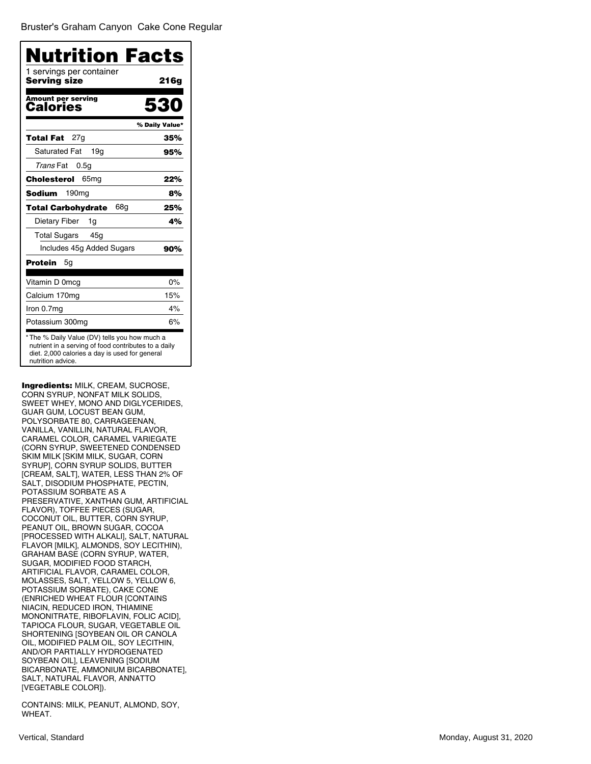Bruster's Graham Canyon Cake Cone Regular

# Nutrition Facts

1 servings per container

**Serving size** **216g**

**Amount per serving**

**Calories** **530**

| | % Daily Value* |
|---|---|
| **Total Fat** 27g | **35%** |
| Saturated Fat 19g | **95%** |
| *Trans* Fat 0.5g | |
| **Cholesterol** 65mg | **22%** |
| **Sodium** 190mg | **8%** |
| **Total Carbohydrate** 68g | **25%** |
| Dietary Fiber 1g | **4%** |
| Total Sugars 45g | |
| Includes 45g Added Sugars | **90%** |
| **Protein** 5g | |
| Vitamin D 0mcg | 0% |
| Calcium 170mg | 15% |
| Iron 0.7mg | 4% |
| Potassium 300mg | 6% |

* The % Daily Value (DV) tells you how much a nutrient in a serving of food contributes to a daily diet. 2,000 calories a day is used for general nutrition advice.

**Ingredients:** MILK, CREAM, SUCROSE, CORN SYRUP, NONFAT MILK SOLIDS, SWEET WHEY, MONO AND DIGLYCERIDES, GUAR GUM, LOCUST BEAN GUM, POLYSORBATE 80, CARRAGEENAN, VANILLA, VANILLIN, NATURAL FLAVOR, CARAMEL COLOR, CARAMEL VARIEGATE (CORN SYRUP, SWEETENED CONDENSED SKIM MILK [SKIM MILK, SUGAR, CORN SYRUP], CORN SYRUP SOLIDS, BUTTER [CREAM, SALT], WATER, LESS THAN 2% OF SALT, DISODIUM PHOSPHATE, PECTIN, POTASSIUM SORBATE AS A PRESERVATIVE, XANTHAN GUM, ARTIFICIAL FLAVOR), TOFFEE PIECES (SUGAR, COCONUT OIL, BUTTER, CORN SYRUP, PEANUT OIL, BROWN SUGAR, COCOA [PROCESSED WITH ALKALI], SALT, NATURAL FLAVOR [MILK], ALMONDS, SOY LECITHIN), GRAHAM BASE (CORN SYRUP, WATER, SUGAR, MODIFIED FOOD STARCH, ARTIFICIAL FLAVOR, CARAMEL COLOR, MOLASSES, SALT, YELLOW 5, YELLOW 6, POTASSIUM SORBATE), CAKE CONE (ENRICHED WHEAT FLOUR [CONTAINS NIACIN, REDUCED IRON, THIAMINE MONONITRATE, RIBOFLAVIN, FOLIC ACID], TAPIOCA FLOUR, SUGAR, VEGETABLE OIL SHORTENING [SOYBEAN OIL OR CANOLA OIL, MODIFIED PALM OIL, SOY LECITHIN, AND/OR PARTIALLY HYDROGENATED SOYBEAN OIL], LEAVENING [SODIUM BICARBONATE, AMMONIUM BICARBONATE], SALT, NATURAL FLAVOR, ANNATTO [VEGETABLE COLOR]).

CONTAINS: MILK, PEANUT, ALMOND, SOY, WHEAT.

Vertical, Standard

Monday, August 31, 2020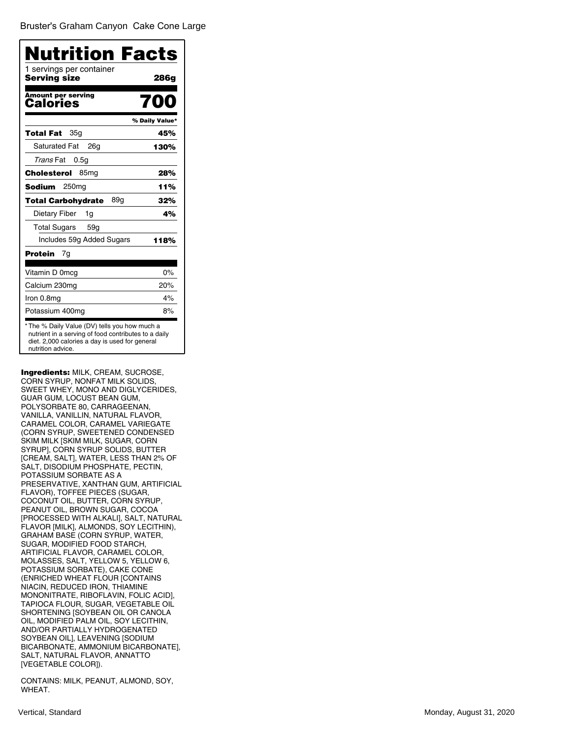Bruster's Graham Canyon Cake Cone Large

# Nutrition Facts

1 servings per container

**Serving size** **286g**

**Amount per serving**
**Calories** **700**

| | % Daily Value* |
|---|---|
| **Total Fat** 35g | **45%** |
| Saturated Fat 26g | **130%** |
| *Trans* Fat 0.5g | |
| **Cholesterol** 85mg | **28%** |
| **Sodium** 250mg | **11%** |
| **Total Carbohydrate** 89g | **32%** |
| Dietary Fiber 1g | **4%** |
| Total Sugars 59g | |
| Includes 59g Added Sugars | **118%** |
| **Protein** 7g | |
| Vitamin D 0mcg | 0% |
| Calcium 230mg | 20% |
| Iron 0.8mg | 4% |
| Potassium 400mg | 8% |

* The % Daily Value (DV) tells you how much a nutrient in a serving of food contributes to a daily diet. 2,000 calories a day is used for general nutrition advice.

**Ingredients:** MILK, CREAM, SUCROSE, CORN SYRUP, NONFAT MILK SOLIDS, SWEET WHEY, MONO AND DIGLYCERIDES, GUAR GUM, LOCUST BEAN GUM, POLYSORBATE 80, CARRAGEENAN, VANILLA, VANILLIN, NATURAL FLAVOR, CARAMEL COLOR, CARAMEL VARIEGATE (CORN SYRUP, SWEETENED CONDENSED SKIM MILK [SKIM MILK, SUGAR, CORN SYRUP], CORN SYRUP SOLIDS, BUTTER [CREAM, SALT], WATER, LESS THAN 2% OF SALT, DISODIUM PHOSPHATE, PECTIN, POTASSIUM SORBATE AS A PRESERVATIVE, XANTHAN GUM, ARTIFICIAL FLAVOR), TOFFEE PIECES (SUGAR, COCONUT OIL, BUTTER, CORN SYRUP, PEANUT OIL, BROWN SUGAR, COCOA [PROCESSED WITH ALKALI], SALT, NATURAL FLAVOR [MILK], ALMONDS, SOY LECITHIN), GRAHAM BASE (CORN SYRUP, WATER, SUGAR, MODIFIED FOOD STARCH, ARTIFICIAL FLAVOR, CARAMEL COLOR, MOLASSES, SALT, YELLOW 5, YELLOW 6, POTASSIUM SORBATE), CAKE CONE (ENRICHED WHEAT FLOUR [CONTAINS NIACIN, REDUCED IRON, THIAMINE MONONITRATE, RIBOFLAVIN, FOLIC ACID], TAPIOCA FLOUR, SUGAR, VEGETABLE OIL SHORTENING [SOYBEAN OIL OR CANOLA OIL, MODIFIED PALM OIL, SOY LECITHIN, AND/OR PARTIALLY HYDROGENATED SOYBEAN OIL], LEAVENING [SODIUM BICARBONATE, AMMONIUM BICARBONATE], SALT, NATURAL FLAVOR, ANNATTO [VEGETABLE COLOR]).

CONTAINS: MILK, PEANUT, ALMOND, SOY, WHEAT.

Vertical, Standard

Monday, August 31, 2020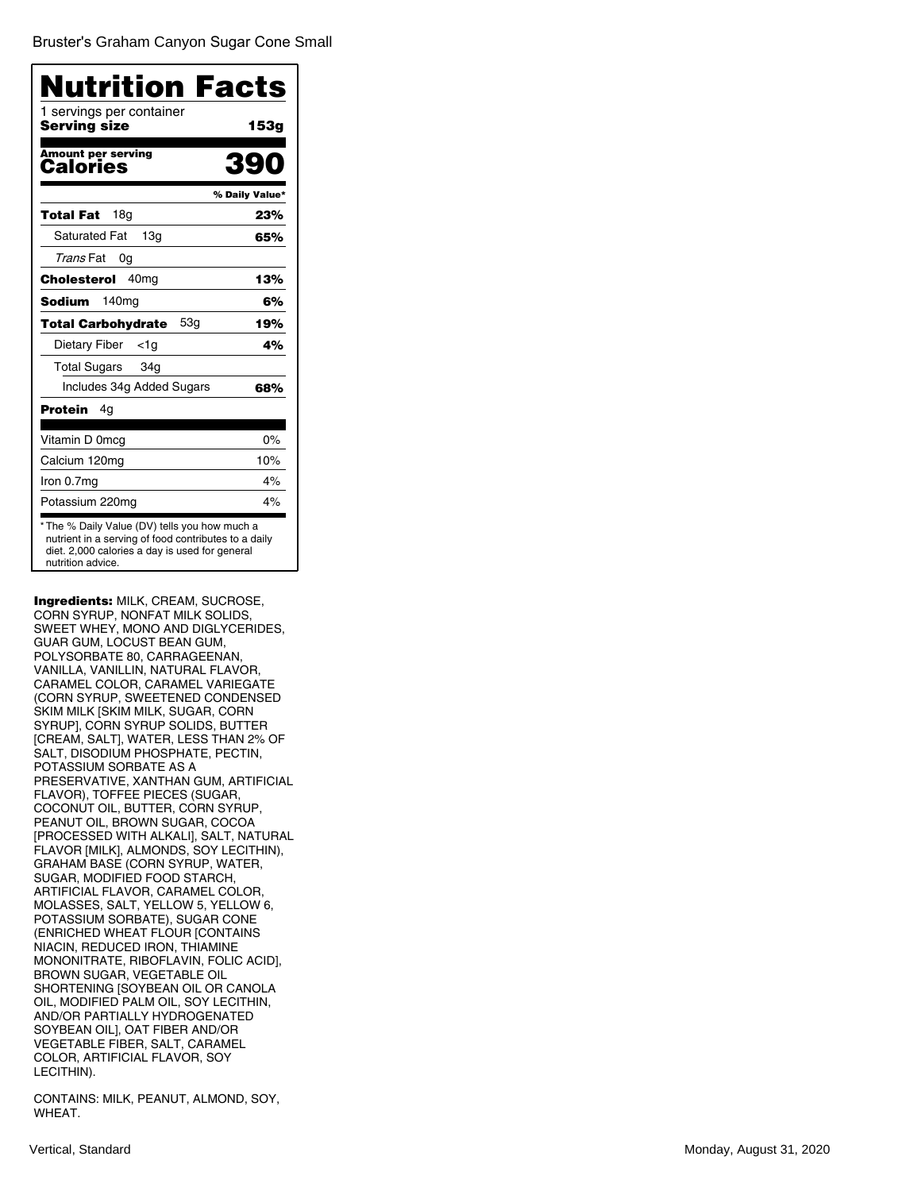Bruster's Graham Canyon Sugar Cone Small

# Nutrition Facts

1 servings per container
**Serving size** **153g**

**Amount per serving**
**Calories** **390**

| | % Daily Value* |
|---|---|
| **Total Fat** 18g | **23%** |
| Saturated Fat 13g | **65%** |
| *Trans* Fat 0g | |
| **Cholesterol** 40mg | **13%** |
| **Sodium** 140mg | **6%** |
| **Total Carbohydrate** 53g | **19%** |
| Dietary Fiber <1g | **4%** |
| Total Sugars 34g | |
| Includes 34g Added Sugars | **68%** |
| **Protein** 4g | |
| Vitamin D 0mcg | 0% |
| Calcium 120mg | 10% |
| Iron 0.7mg | 4% |
| Potassium 220mg | 4% |

* The % Daily Value (DV) tells you how much a nutrient in a serving of food contributes to a daily diet. 2,000 calories a day is used for general nutrition advice.

**Ingredients:** MILK, CREAM, SUCROSE, CORN SYRUP, NONFAT MILK SOLIDS, SWEET WHEY, MONO AND DIGLYCERIDES, GUAR GUM, LOCUST BEAN GUM, POLYSORBATE 80, CARRAGEENAN, VANILLA, VANILLIN, NATURAL FLAVOR, CARAMEL COLOR, CARAMEL VARIEGATE (CORN SYRUP, SWEETENED CONDENSED SKIM MILK [SKIM MILK, SUGAR, CORN SYRUP], CORN SYRUP SOLIDS, BUTTER [CREAM, SALT], WATER, LESS THAN 2% OF SALT, DISODIUM PHOSPHATE, PECTIN, POTASSIUM SORBATE AS A PRESERVATIVE, XANTHAN GUM, ARTIFICIAL FLAVOR), TOFFEE PIECES (SUGAR, COCONUT OIL, BUTTER, CORN SYRUP, PEANUT OIL, BROWN SUGAR, COCOA [PROCESSED WITH ALKALI], SALT, NATURAL FLAVOR [MILK], ALMONDS, SOY LECITHIN), GRAHAM BASE (CORN SYRUP, WATER, SUGAR, MODIFIED FOOD STARCH, ARTIFICIAL FLAVOR, CARAMEL COLOR, MOLASSES, SALT, YELLOW 5, YELLOW 6, POTASSIUM SORBATE), SUGAR CONE (ENRICHED WHEAT FLOUR [CONTAINS NIACIN, REDUCED IRON, THIAMINE MONONITRATE, RIBOFLAVIN, FOLIC ACID], BROWN SUGAR, VEGETABLE OIL SHORTENING [SOYBEAN OIL OR CANOLA OIL, MODIFIED PALM OIL, SOY LECITHIN, AND/OR PARTIALLY HYDROGENATED SOYBEAN OIL], OAT FIBER AND/OR VEGETABLE FIBER, SALT, CARAMEL COLOR, ARTIFICIAL FLAVOR, SOY LECITHIN).

CONTAINS: MILK, PEANUT, ALMOND, SOY, WHEAT.

Vertical, Standard

Monday, August 31, 2020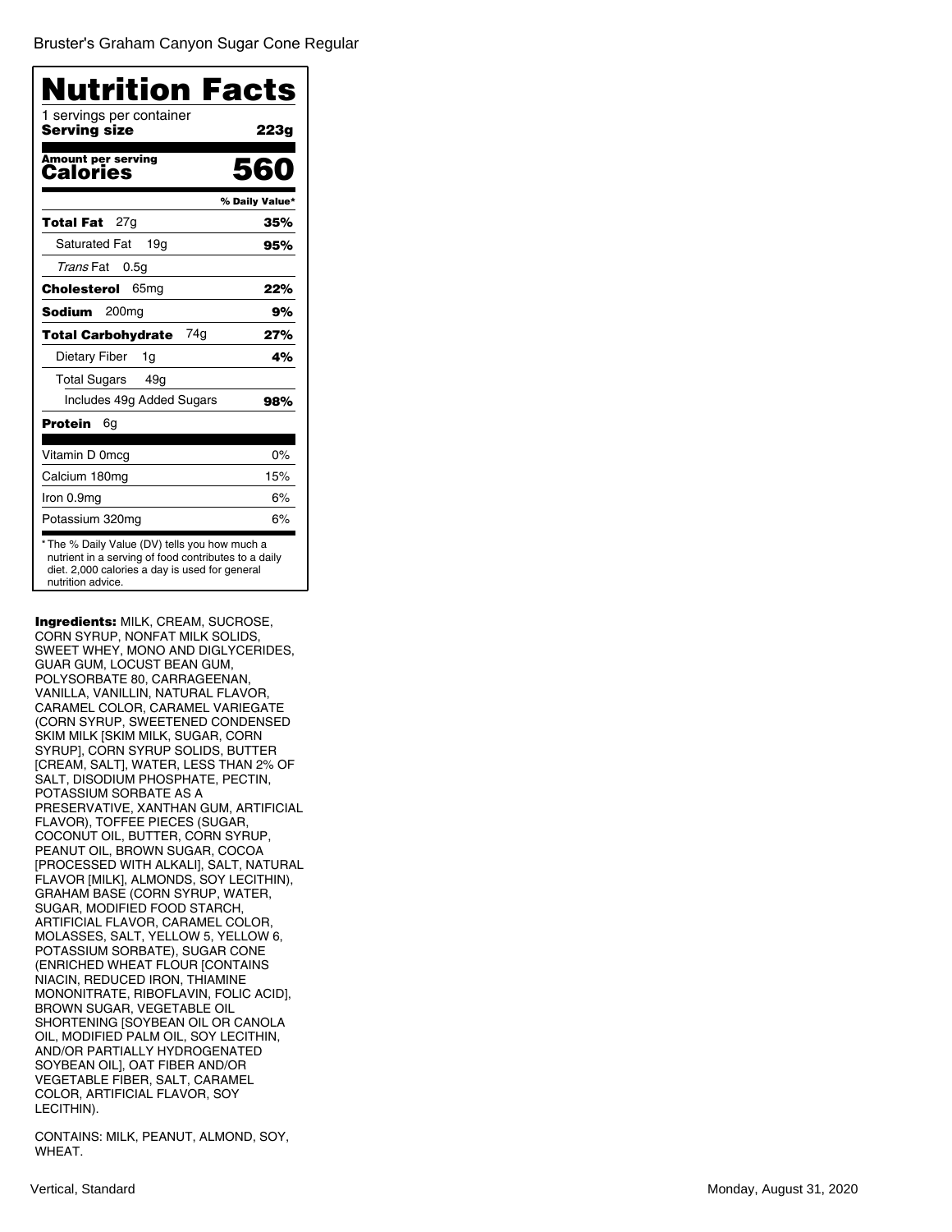Bruster's Graham Canyon Sugar Cone Regular

# Nutrition Facts

1 servings per container
**Serving size** **223g**

**Amount per serving**
**Calories** **560**

| | % Daily Value* |
|---|---|
| **Total Fat** 27g | **35%** |
| Saturated Fat 19g | **95%** |
| *Trans* Fat 0.5g | |
| **Cholesterol** 65mg | **22%** |
| **Sodium** 200mg | **9%** |
| **Total Carbohydrate** 74g | **27%** |
| Dietary Fiber 1g | **4%** |
| Total Sugars 49g | |
| Includes 49g Added Sugars | **98%** |
| **Protein** 6g | |
| Vitamin D 0mcg | 0% |
| Calcium 180mg | 15% |
| Iron 0.9mg | 6% |
| Potassium 320mg | 6% |

* The % Daily Value (DV) tells you how much a nutrient in a serving of food contributes to a daily diet. 2,000 calories a day is used for general nutrition advice.

**Ingredients:** MILK, CREAM, SUCROSE, CORN SYRUP, NONFAT MILK SOLIDS, SWEET WHEY, MONO AND DIGLYCERIDES, GUAR GUM, LOCUST BEAN GUM, POLYSORBATE 80, CARRAGEENAN, VANILLA, VANILLIN, NATURAL FLAVOR, CARAMEL COLOR, CARAMEL VARIEGATE (CORN SYRUP, SWEETENED CONDENSED SKIM MILK [SKIM MILK, SUGAR, CORN SYRUP], CORN SYRUP SOLIDS, BUTTER [CREAM, SALT], WATER, LESS THAN 2% OF SALT, DISODIUM PHOSPHATE, PECTIN, POTASSIUM SORBATE AS A PRESERVATIVE, XANTHAN GUM, ARTIFICIAL FLAVOR), TOFFEE PIECES (SUGAR, COCONUT OIL, BUTTER, CORN SYRUP, PEANUT OIL, BROWN SUGAR, COCOA [PROCESSED WITH ALKALI], SALT, NATURAL FLAVOR [MILK], ALMONDS, SOY LECITHIN), GRAHAM BASE (CORN SYRUP, WATER, SUGAR, MODIFIED FOOD STARCH, ARTIFICIAL FLAVOR, CARAMEL COLOR, MOLASSES, SALT, YELLOW 5, YELLOW 6, POTASSIUM SORBATE), SUGAR CONE (ENRICHED WHEAT FLOUR [CONTAINS NIACIN, REDUCED IRON, THIAMINE MONONITRATE, RIBOFLAVIN, FOLIC ACID], BROWN SUGAR, VEGETABLE OIL SHORTENING [SOYBEAN OIL OR CANOLA OIL, MODIFIED PALM OIL, SOY LECITHIN, AND/OR PARTIALLY HYDROGENATED SOYBEAN OIL], OAT FIBER AND/OR VEGETABLE FIBER, SALT, CARAMEL COLOR, ARTIFICIAL FLAVOR, SOY LECITHIN).

CONTAINS: MILK, PEANUT, ALMOND, SOY, WHEAT.

Vertical, Standard

Monday, August 31, 2020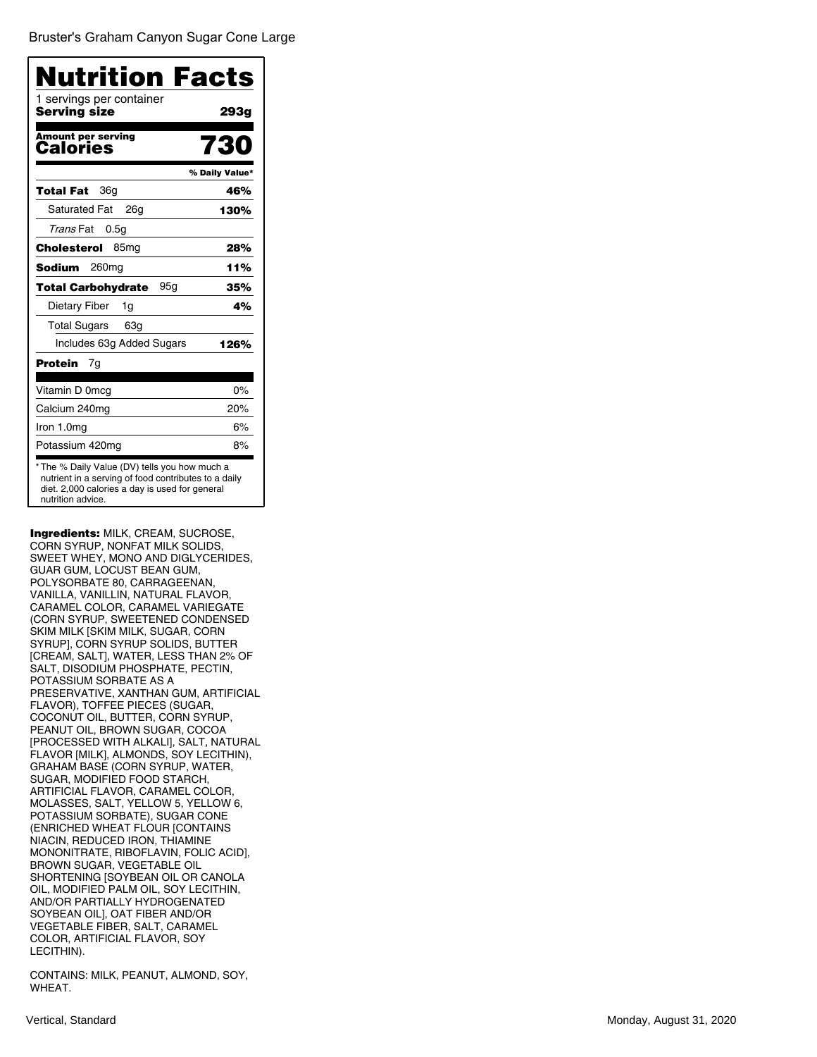Bruster's Graham Canyon Sugar Cone Large

# Nutrition Facts

1 servings per container

**Serving size** **293g**

**Amount per serving**
**Calories** **730**

| | % Daily Value* |
|---|---|
| **Total Fat** 36g | **46%** |
| Saturated Fat 26g | **130%** |
| *Trans* Fat 0.5g | |
| **Cholesterol** 85mg | **28%** |
| **Sodium** 260mg | **11%** |
| **Total Carbohydrate** 95g | **35%** |
| Dietary Fiber 1g | **4%** |
| Total Sugars 63g | |
| Includes 63g Added Sugars | **126%** |
| **Protein** 7g | |
| Vitamin D 0mcg | 0% |
| Calcium 240mg | 20% |
| Iron 1.0mg | 6% |
| Potassium 420mg | 8% |

* The % Daily Value (DV) tells you how much a nutrient in a serving of food contributes to a daily diet. 2,000 calories a day is used for general nutrition advice.

**Ingredients:** MILK, CREAM, SUCROSE, CORN SYRUP, NONFAT MILK SOLIDS, SWEET WHEY, MONO AND DIGLYCERIDES, GUAR GUM, LOCUST BEAN GUM, POLYSORBATE 80, CARRAGEENAN, VANILLA, VANILLIN, NATURAL FLAVOR, CARAMEL COLOR, CARAMEL VARIEGATE (CORN SYRUP, SWEETENED CONDENSED SKIM MILK [SKIM MILK, SUGAR, CORN SYRUP], CORN SYRUP SOLIDS, BUTTER [CREAM, SALT], WATER, LESS THAN 2% OF SALT, DISODIUM PHOSPHATE, PECTIN, POTASSIUM SORBATE AS A PRESERVATIVE, XANTHAN GUM, ARTIFICIAL FLAVOR), TOFFEE PIECES (SUGAR, COCONUT OIL, BUTTER, CORN SYRUP, PEANUT OIL, BROWN SUGAR, COCOA [PROCESSED WITH ALKALI], SALT, NATURAL FLAVOR [MILK], ALMONDS, SOY LECITHIN), GRAHAM BASE (CORN SYRUP, WATER, SUGAR, MODIFIED FOOD STARCH, ARTIFICIAL FLAVOR, CARAMEL COLOR, MOLASSES, SALT, YELLOW 5, YELLOW 6, POTASSIUM SORBATE), SUGAR CONE (ENRICHED WHEAT FLOUR [CONTAINS NIACIN, REDUCED IRON, THIAMINE MONONITRATE, RIBOFLAVIN, FOLIC ACID], BROWN SUGAR, VEGETABLE OIL SHORTENING [SOYBEAN OIL OR CANOLA OIL, MODIFIED PALM OIL, SOY LECITHIN, AND/OR PARTIALLY HYDROGENATED SOYBEAN OIL], OAT FIBER AND/OR VEGETABLE FIBER, SALT, CARAMEL COLOR, ARTIFICIAL FLAVOR, SOY LECITHIN).

CONTAINS: MILK, PEANUT, ALMOND, SOY, WHEAT.

Vertical, Standard

Monday, August 31, 2020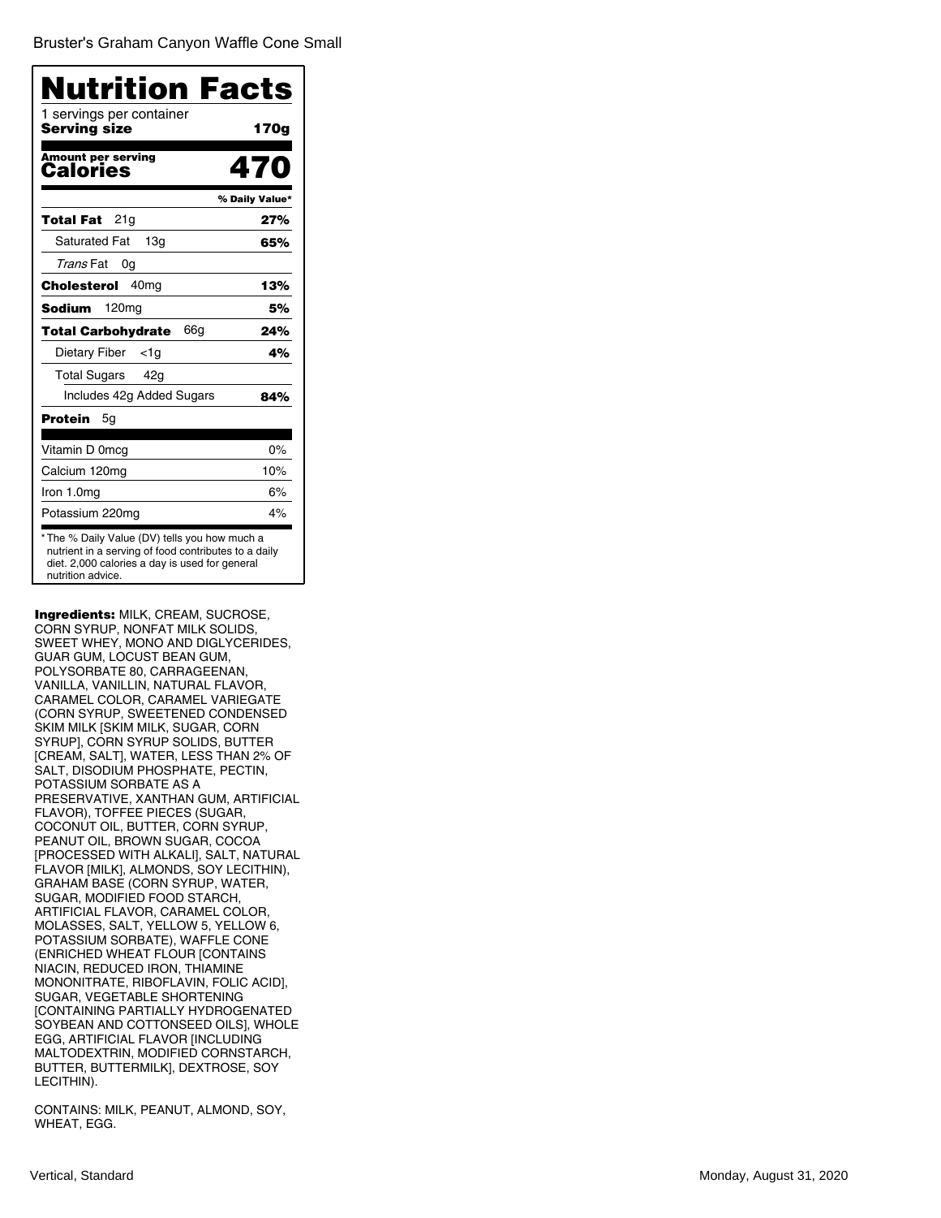Bruster's Graham Canyon Waffle Cone Small

# Nutrition Facts

1 servings per container

**Serving size** **170g**

**Amount per serving**
**Calories** **470**

| | % Daily Value* |
|---|---|
| **Total Fat** 21g | **27%** |
| Saturated Fat 13g | **65%** |
| *Trans* Fat 0g | |
| **Cholesterol** 40mg | **13%** |
| **Sodium** 120mg | **5%** |
| **Total Carbohydrate** 66g | **24%** |
| Dietary Fiber <1g | **4%** |
| Total Sugars 42g | |
| Includes 42g Added Sugars | **84%** |
| **Protein** 5g | |
| Vitamin D 0mcg | 0% |
| Calcium 120mg | 10% |
| Iron 1.0mg | 6% |
| Potassium 220mg | 4% |

* The % Daily Value (DV) tells you how much a nutrient in a serving of food contributes to a daily diet. 2,000 calories a day is used for general nutrition advice.

**Ingredients:** MILK, CREAM, SUCROSE, CORN SYRUP, NONFAT MILK SOLIDS, SWEET WHEY, MONO AND DIGLYCERIDES, GUAR GUM, LOCUST BEAN GUM, POLYSORBATE 80, CARRAGEENAN, VANILLA, VANILLIN, NATURAL FLAVOR, CARAMEL COLOR, CARAMEL VARIEGATE (CORN SYRUP, SWEETENED CONDENSED SKIM MILK [SKIM MILK, SUGAR, CORN SYRUP], CORN SYRUP SOLIDS, BUTTER [CREAM, SALT], WATER, LESS THAN 2% OF SALT, DISODIUM PHOSPHATE, PECTIN, POTASSIUM SORBATE AS A PRESERVATIVE, XANTHAN GUM, ARTIFICIAL FLAVOR), TOFFEE PIECES (SUGAR, COCONUT OIL, BUTTER, CORN SYRUP, PEANUT OIL, BROWN SUGAR, COCOA [PROCESSED WITH ALKALI], SALT, NATURAL FLAVOR [MILK], ALMONDS, SOY LECITHIN), GRAHAM BASE (CORN SYRUP, WATER, SUGAR, MODIFIED FOOD STARCH, ARTIFICIAL FLAVOR, CARAMEL COLOR, MOLASSES, SALT, YELLOW 5, YELLOW 6, POTASSIUM SORBATE), WAFFLE CONE (ENRICHED WHEAT FLOUR [CONTAINS NIACIN, REDUCED IRON, THIAMINE MONONITRATE, RIBOFLAVIN, FOLIC ACID], SUGAR, VEGETABLE SHORTENING [CONTAINING PARTIALLY HYDROGENATED SOYBEAN AND COTTONSEED OILS], WHOLE EGG, ARTIFICIAL FLAVOR [INCLUDING MALTODEXTRIN, MODIFIED CORNSTARCH, BUTTER, BUTTERMILK], DEXTROSE, SOY LECITHIN).

CONTAINS: MILK, PEANUT, ALMOND, SOY, WHEAT, EGG.

Vertical, Standard

Monday, August 31, 2020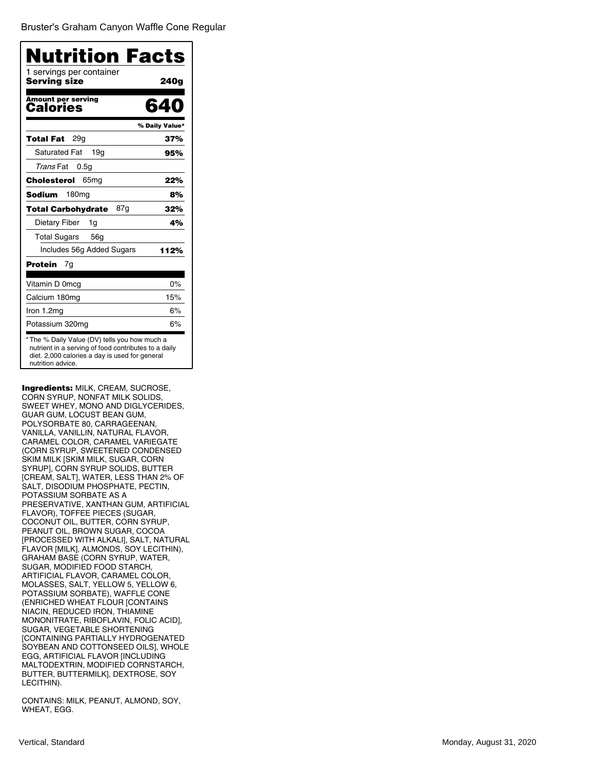Bruster's Graham Canyon Waffle Cone Regular

# Nutrition Facts

1 servings per container

**Serving size** **240g**

**Amount per serving**
**Calories** **640**

| | % Daily Value* |
|---|---|
| **Total Fat** 29g | **37%** |
| Saturated Fat 19g | **95%** |
| *Trans* Fat 0.5g | |
| **Cholesterol** 65mg | **22%** |
| **Sodium** 180mg | **8%** |
| **Total Carbohydrate** 87g | **32%** |
| Dietary Fiber 1g | **4%** |
| Total Sugars 56g | |
| Includes 56g Added Sugars | **112%** |
| **Protein** 7g | |
| Vitamin D 0mcg | 0% |
| Calcium 180mg | 15% |
| Iron 1.2mg | 6% |
| Potassium 320mg | 6% |

* The % Daily Value (DV) tells you how much a nutrient in a serving of food contributes to a daily diet. 2,000 calories a day is used for general nutrition advice.

**Ingredients:** MILK, CREAM, SUCROSE, CORN SYRUP, NONFAT MILK SOLIDS, SWEET WHEY, MONO AND DIGLYCERIDES, GUAR GUM, LOCUST BEAN GUM, POLYSORBATE 80, CARRAGEENAN, VANILLA, VANILLIN, NATURAL FLAVOR, CARAMEL COLOR, CARAMEL VARIEGATE (CORN SYRUP, SWEETENED CONDENSED SKIM MILK [SKIM MILK, SUGAR, CORN SYRUP], CORN SYRUP SOLIDS, BUTTER [CREAM, SALT], WATER, LESS THAN 2% OF SALT, DISODIUM PHOSPHATE, PECTIN, POTASSIUM SORBATE AS A PRESERVATIVE, XANTHAN GUM, ARTIFICIAL FLAVOR), TOFFEE PIECES (SUGAR, COCONUT OIL, BUTTER, CORN SYRUP, PEANUT OIL, BROWN SUGAR, COCOA [PROCESSED WITH ALKALI], SALT, NATURAL FLAVOR [MILK], ALMONDS, SOY LECITHIN), GRAHAM BASE (CORN SYRUP, WATER, SUGAR, MODIFIED FOOD STARCH, ARTIFICIAL FLAVOR, CARAMEL COLOR, MOLASSES, SALT, YELLOW 5, YELLOW 6, POTASSIUM SORBATE), WAFFLE CONE (ENRICHED WHEAT FLOUR [CONTAINS NIACIN, REDUCED IRON, THIAMINE MONONITRATE, RIBOFLAVIN, FOLIC ACID], SUGAR, VEGETABLE SHORTENING [CONTAINING PARTIALLY HYDROGENATED SOYBEAN AND COTTONSEED OILS], WHOLE EGG, ARTIFICIAL FLAVOR [INCLUDING MALTODEXTRIN, MODIFIED CORNSTARCH, BUTTER, BUTTERMILK], DEXTROSE, SOY LECITHIN).

CONTAINS: MILK, PEANUT, ALMOND, SOY, WHEAT, EGG.

Vertical, Standard

Monday, August 31, 2020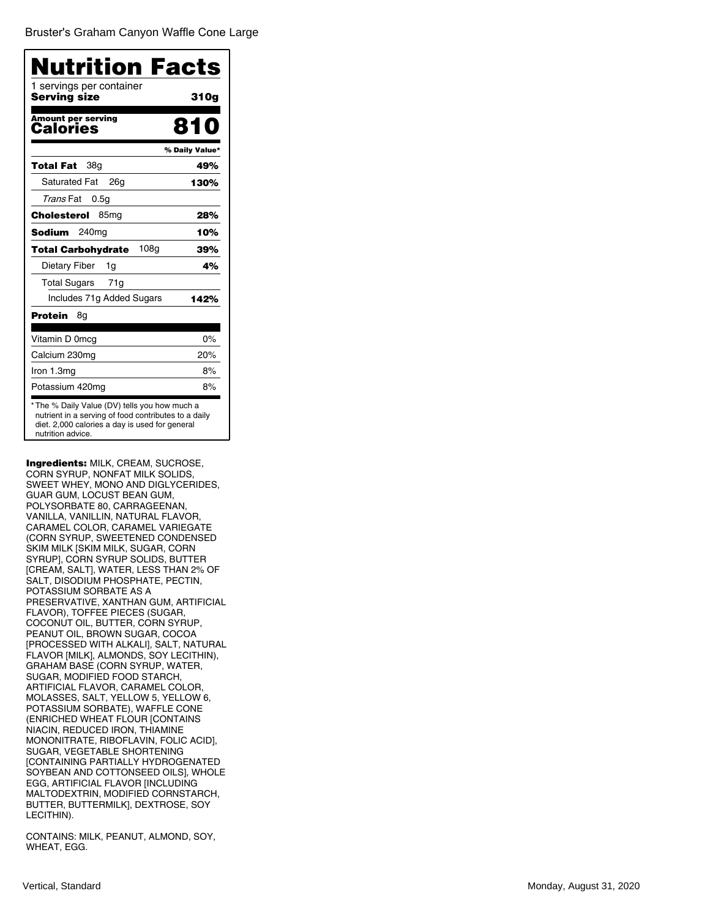Bruster's Graham Canyon Waffle Cone Large

# Nutrition Facts

1 servings per container

**Serving size** **310g**

**Amount per serving**

**Calories** **810**

| | |
|---|---|
| | **% Daily Value*** |
| **Total Fat** 38g | **49%** |
| Saturated Fat 26g | **130%** |
| *Trans* Fat 0.5g | |
| **Cholesterol** 85mg | **28%** |
| **Sodium** 240mg | **10%** |
| **Total Carbohydrate** 108g | **39%** |
| Dietary Fiber 1g | **4%** |
| Total Sugars 71g | |
| Includes 71g Added Sugars | **142%** |
| **Protein** 8g | |
| Vitamin D 0mcg | 0% |
| Calcium 230mg | 20% |
| Iron 1.3mg | 8% |
| Potassium 420mg | 8% |

* The % Daily Value (DV) tells you how much a nutrient in a serving of food contributes to a daily diet. 2,000 calories a day is used for general nutrition advice.

**Ingredients:** MILK, CREAM, SUCROSE, CORN SYRUP, NONFAT MILK SOLIDS, SWEET WHEY, MONO AND DIGLYCERIDES, GUAR GUM, LOCUST BEAN GUM, POLYSORBATE 80, CARRAGEENAN, VANILLA, VANILLIN, NATURAL FLAVOR, CARAMEL COLOR, CARAMEL VARIEGATE (CORN SYRUP, SWEETENED CONDENSED SKIM MILK [SKIM MILK, SUGAR, CORN SYRUP], CORN SYRUP SOLIDS, BUTTER [CREAM, SALT], WATER, LESS THAN 2% OF SALT, DISODIUM PHOSPHATE, PECTIN, POTASSIUM SORBATE AS A PRESERVATIVE, XANTHAN GUM, ARTIFICIAL FLAVOR), TOFFEE PIECES (SUGAR, COCONUT OIL, BUTTER, CORN SYRUP, PEANUT OIL, BROWN SUGAR, COCOA [PROCESSED WITH ALKALI], SALT, NATURAL FLAVOR [MILK], ALMONDS, SOY LECITHIN), GRAHAM BASE (CORN SYRUP, WATER, SUGAR, MODIFIED FOOD STARCH, ARTIFICIAL FLAVOR, CARAMEL COLOR, MOLASSES, SALT, YELLOW 5, YELLOW 6, POTASSIUM SORBATE), WAFFLE CONE (ENRICHED WHEAT FLOUR [CONTAINS NIACIN, REDUCED IRON, THIAMINE MONONITRATE, RIBOFLAVIN, FOLIC ACID], SUGAR, VEGETABLE SHORTENING [CONTAINING PARTIALLY HYDROGENATED SOYBEAN AND COTTONSEED OILS], WHOLE EGG, ARTIFICIAL FLAVOR [INCLUDING MALTODEXTRIN, MODIFIED CORNSTARCH, BUTTER, BUTTERMILK], DEXTROSE, SOY LECITHIN).

CONTAINS: MILK, PEANUT, ALMOND, SOY, WHEAT, EGG.

Vertical, Standard

Monday, August 31, 2020